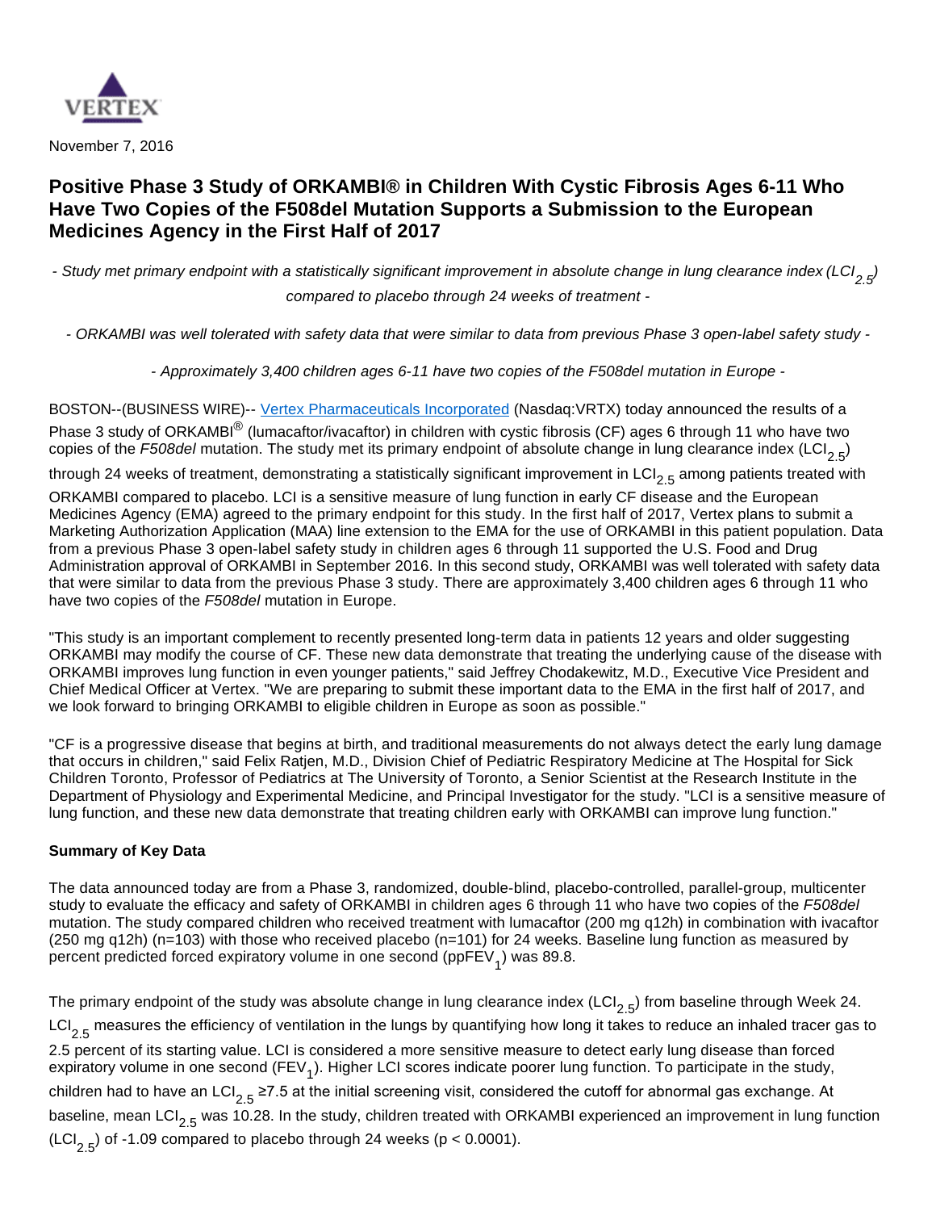November 7, 2016

# Positive Phase 3 Study of ORKAMBI® in Children With Cystic Fibrosis Ages 6-11 Who Have Two Copies of the F508del Mutation Supports a Submission to the European Medicines Agency in the First Half of 2017

*- Study met primary endpoint with a statistically significant improvement in absolute change in lung clearance index ($LCI_{2.5}$) compared to placebo through 24 weeks of treatment -*

*- ORKAMBI was well tolerated with safety data that were similar to data from previous Phase 3 open-label safety study -*

*- Approximately 3,400 children ages 6-11 have two copies of the F508del mutation in Europe -*

BOSTON--(BUSINESS WIRE)-- Vertex Pharmaceuticals Incorporated (Nasdaq:VRTX) today announced the results of a Phase 3 study of ORKAMBI® (lumacaftor/ivacaftor) in children with cystic fibrosis (CF) ages 6 through 11 who have two copies of the *F508del* mutation. The study met its primary endpoint of absolute change in lung clearance index ($LCI_{2.5}$) through 24 weeks of treatment, demonstrating a statistically significant improvement in $LCI_{2.5}$ among patients treated with ORKAMBI compared to placebo. LCI is a sensitive measure of lung function in early CF disease and the European Medicines Agency (EMA) agreed to the primary endpoint for this study. In the first half of 2017, Vertex plans to submit a Marketing Authorization Application (MAA) line extension to the EMA for the use of ORKAMBI in this patient population. Data from a previous Phase 3 open-label safety study in children ages 6 through 11 supported the U.S. Food and Drug Administration approval of ORKAMBI in September 2016. In this second study, ORKAMBI was well tolerated with safety data that were similar to data from the previous Phase 3 study. There are approximately 3,400 children ages 6 through 11 who have two copies of the *F508del* mutation in Europe.

"This study is an important complement to recently presented long-term data in patients 12 years and older suggesting ORKAMBI may modify the course of CF. These new data demonstrate that treating the underlying cause of the disease with ORKAMBI improves lung function in even younger patients," said Jeffrey Chodakewitz, M.D., Executive Vice President and Chief Medical Officer at Vertex. "We are preparing to submit these important data to the EMA in the first half of 2017, and we look forward to bringing ORKAMBI to eligible children in Europe as soon as possible."

"CF is a progressive disease that begins at birth, and traditional measurements do not always detect the early lung damage that occurs in children," said Felix Ratjen, M.D., Division Chief of Pediatric Respiratory Medicine at The Hospital for Sick Children Toronto, Professor of Pediatrics at The University of Toronto, a Senior Scientist at the Research Institute in the Department of Physiology and Experimental Medicine, and Principal Investigator for the study. "LCI is a sensitive measure of lung function, and these new data demonstrate that treating children early with ORKAMBI can improve lung function."

**Summary of Key Data**

The data announced today are from a Phase 3, randomized, double-blind, placebo-controlled, parallel-group, multicenter study to evaluate the efficacy and safety of ORKAMBI in children ages 6 through 11 who have two copies of the *F508del* mutation. The study compared children who received treatment with lumacaftor (200 mg q12h) in combination with ivacaftor (250 mg q12h) (n=103) with those who received placebo (n=101) for 24 weeks. Baseline lung function as measured by percent predicted forced expiratory volume in one second ($ppFEV_1$) was 89.8.

The primary endpoint of the study was absolute change in lung clearance index ($LCI_{2.5}$) from baseline through Week 24. $LCI_{2.5}$ measures the efficiency of ventilation in the lungs by quantifying how long it takes to reduce an inhaled tracer gas to 2.5 percent of its starting value. LCI is considered a more sensitive measure to detect early lung disease than forced expiratory volume in one second ($FEV_1$). Higher LCI scores indicate poorer lung function. To participate in the study, children had to have an $LCI_{2.5}$ ≥7.5 at the initial screening visit, considered the cutoff for abnormal gas exchange. At baseline, mean $LCI_{2.5}$ was 10.28. In the study, children treated with ORKAMBI experienced an improvement in lung function ($LCI_{2.5}$) of -1.09 compared to placebo through 24 weeks ($p < 0.0001$).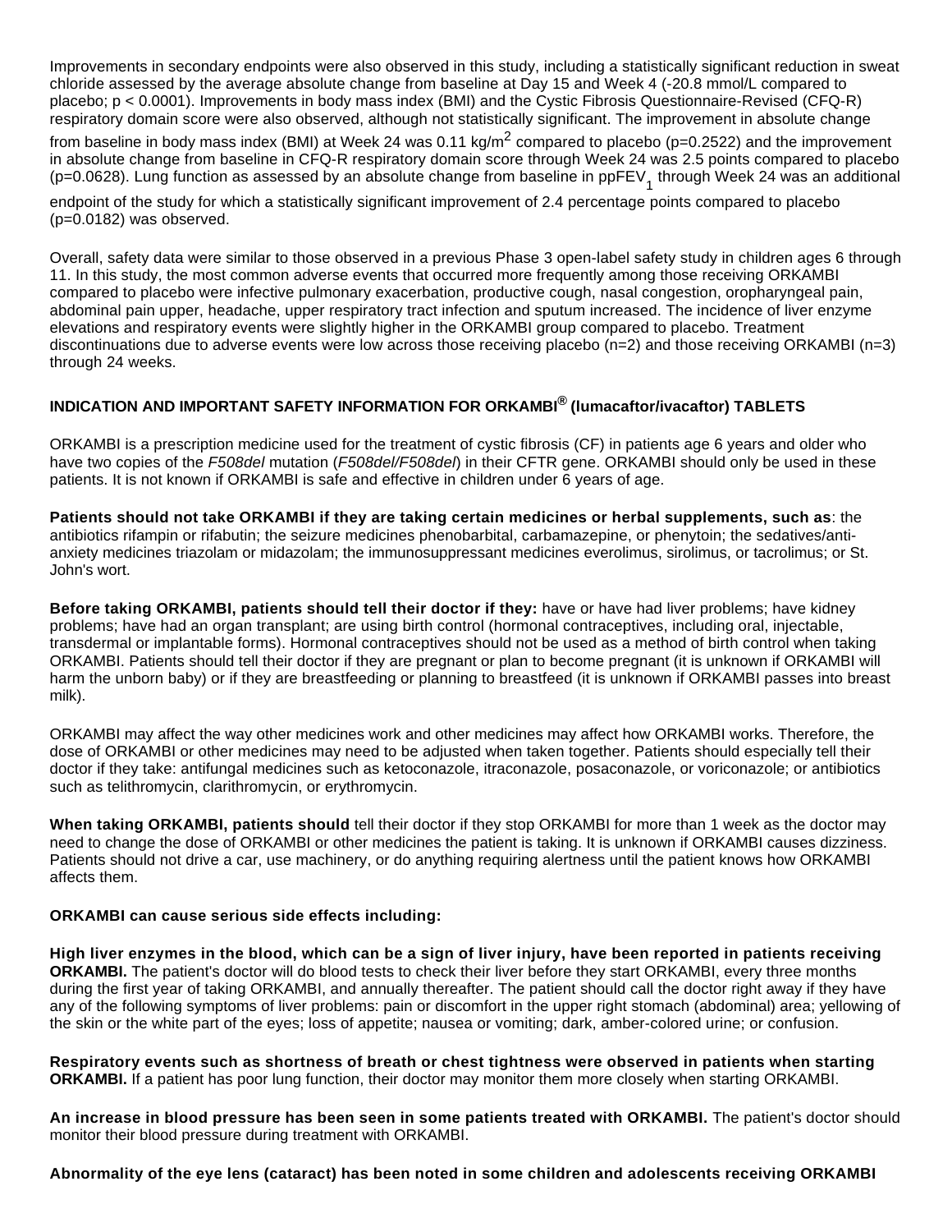Improvements in secondary endpoints were also observed in this study, including a statistically significant reduction in sweat chloride assessed by the average absolute change from baseline at Day 15 and Week 4 (-20.8 mmol/L compared to placebo; $p < 0.0001$). Improvements in body mass index (BMI) and the Cystic Fibrosis Questionnaire-Revised (CFQ-R) respiratory domain score were also observed, although not statistically significant. The improvement in absolute change from baseline in body mass index (BMI) at Week 24 was 0.11 kg/$m^2$ compared to placebo (p=0.2522) and the improvement in absolute change from baseline in CFQ-R respiratory domain score through Week 24 was 2.5 points compared to placebo (p=0.0628). Lung function as assessed by an absolute change from baseline in $ppFEV_1$ through Week 24 was an additional endpoint of the study for which a statistically significant improvement of 2.4 percentage points compared to placebo (p=0.0182) was observed.

Overall, safety data were similar to those observed in a previous Phase 3 open-label safety study in children ages 6 through 11. In this study, the most common adverse events that occurred more frequently among those receiving ORKAMBI compared to placebo were infective pulmonary exacerbation, productive cough, nasal congestion, oropharyngeal pain, abdominal pain upper, headache, upper respiratory tract infection and sputum increased. The incidence of liver enzyme elevations and respiratory events were slightly higher in the ORKAMBI group compared to placebo. Treatment discontinuations due to adverse events were low across those receiving placebo (n=2) and those receiving ORKAMBI (n=3) through 24 weeks.

## INDICATION AND IMPORTANT SAFETY INFORMATION FOR ORKAMBI® (lumacaftor/ivacaftor) TABLETS

ORKAMBI is a prescription medicine used for the treatment of cystic fibrosis (CF) in patients age 6 years and older who have two copies of the *F508del* mutation (*F508del/F508del*) in their CFTR gene. ORKAMBI should only be used in these patients. It is not known if ORKAMBI is safe and effective in children under 6 years of age.

**Patients should not take ORKAMBI if they are taking certain medicines or herbal supplements, such as**: the antibiotics rifampin or rifabutin; the seizure medicines phenobarbital, carbamazepine, or phenytoin; the sedatives/anti-anxiety medicines triazolam or midazolam; the immunosuppressant medicines everolimus, sirolimus, or tacrolimus; or St. John's wort.

**Before taking ORKAMBI, patients should tell their doctor if they:** have or have had liver problems; have kidney problems; have had an organ transplant; are using birth control (hormonal contraceptives, including oral, injectable, transdermal or implantable forms). Hormonal contraceptives should not be used as a method of birth control when taking ORKAMBI. Patients should tell their doctor if they are pregnant or plan to become pregnant (it is unknown if ORKAMBI will harm the unborn baby) or if they are breastfeeding or planning to breastfeed (it is unknown if ORKAMBI passes into breast milk).

ORKAMBI may affect the way other medicines work and other medicines may affect how ORKAMBI works. Therefore, the dose of ORKAMBI or other medicines may need to be adjusted when taken together. Patients should especially tell their doctor if they take: antifungal medicines such as ketoconazole, itraconazole, posaconazole, or voriconazole; or antibiotics such as telithromycin, clarithromycin, or erythromycin.

**When taking ORKAMBI, patients should** tell their doctor if they stop ORKAMBI for more than 1 week as the doctor may need to change the dose of ORKAMBI or other medicines the patient is taking. It is unknown if ORKAMBI causes dizziness. Patients should not drive a car, use machinery, or do anything requiring alertness until the patient knows how ORKAMBI affects them.

**ORKAMBI can cause serious side effects including:**

**High liver enzymes in the blood, which can be a sign of liver injury, have been reported in patients receiving ORKAMBI.** The patient's doctor will do blood tests to check their liver before they start ORKAMBI, every three months during the first year of taking ORKAMBI, and annually thereafter. The patient should call the doctor right away if they have any of the following symptoms of liver problems: pain or discomfort in the upper right stomach (abdominal) area; yellowing of the skin or the white part of the eyes; loss of appetite; nausea or vomiting; dark, amber-colored urine; or confusion.

**Respiratory events such as shortness of breath or chest tightness were observed in patients when starting ORKAMBI.** If a patient has poor lung function, their doctor may monitor them more closely when starting ORKAMBI.

**An increase in blood pressure has been seen in some patients treated with ORKAMBI.** The patient's doctor should monitor their blood pressure during treatment with ORKAMBI.

**Abnormality of the eye lens (cataract) has been noted in some children and adolescents receiving ORKAMBI**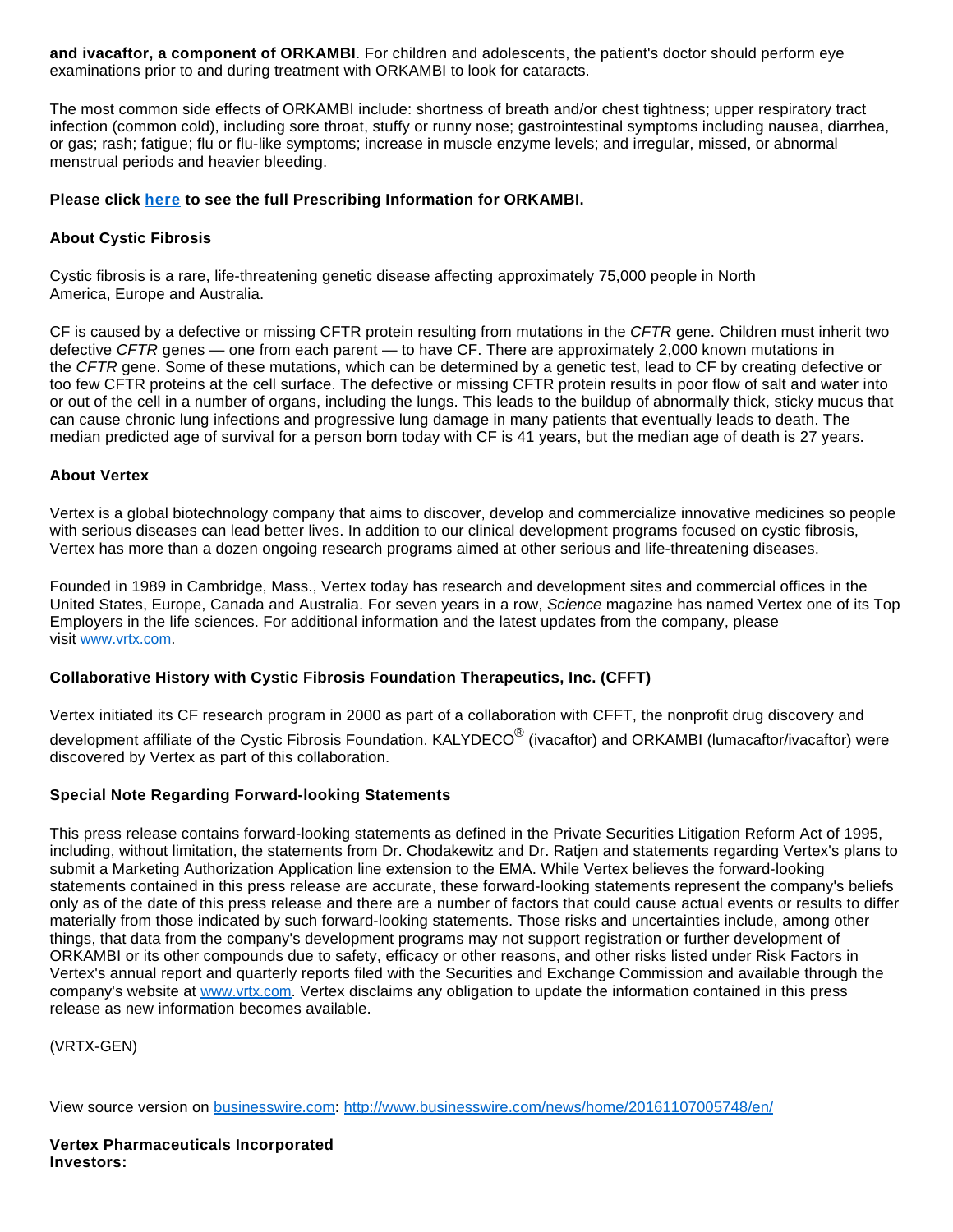**and ivacaftor, a component of ORKAMBI**. For children and adolescents, the patient's doctor should perform eye examinations prior to and during treatment with ORKAMBI to look for cataracts.

The most common side effects of ORKAMBI include: shortness of breath and/or chest tightness; upper respiratory tract infection (common cold), including sore throat, stuffy or runny nose; gastrointestinal symptoms including nausea, diarrhea, or gas; rash; fatigue; flu or flu-like symptoms; increase in muscle enzyme levels; and irregular, missed, or abnormal menstrual periods and heavier bleeding.

**Please click [here] to see the full Prescribing Information for ORKAMBI.**

**About Cystic Fibrosis**

Cystic fibrosis is a rare, life-threatening genetic disease affecting approximately 75,000 people in North America, Europe and Australia.

CF is caused by a defective or missing CFTR protein resulting from mutations in the *CFTR* gene. Children must inherit two defective *CFTR* genes — one from each parent — to have CF. There are approximately 2,000 known mutations in the *CFTR* gene. Some of these mutations, which can be determined by a genetic test, lead to CF by creating defective or too few CFTR proteins at the cell surface. The defective or missing CFTR protein results in poor flow of salt and water into or out of the cell in a number of organs, including the lungs. This leads to the buildup of abnormally thick, sticky mucus that can cause chronic lung infections and progressive lung damage in many patients that eventually leads to death. The median predicted age of survival for a person born today with CF is 41 years, but the median age of death is 27 years.

**About Vertex**

Vertex is a global biotechnology company that aims to discover, develop and commercialize innovative medicines so people with serious diseases can lead better lives. In addition to our clinical development programs focused on cystic fibrosis, Vertex has more than a dozen ongoing research programs aimed at other serious and life-threatening diseases.

Founded in 1989 in Cambridge, Mass., Vertex today has research and development sites and commercial offices in the United States, Europe, Canada and Australia. For seven years in a row, *Science* magazine has named Vertex one of its Top Employers in the life sciences. For additional information and the latest updates from the company, please visit www.vrtx.com.

**Collaborative History with Cystic Fibrosis Foundation Therapeutics, Inc. (CFFT)**

Vertex initiated its CF research program in 2000 as part of a collaboration with CFFT, the nonprofit drug discovery and development affiliate of the Cystic Fibrosis Foundation. KALYDECO® (ivacaftor) and ORKAMBI (lumacaftor/ivacaftor) were discovered by Vertex as part of this collaboration.

**Special Note Regarding Forward-looking Statements**

This press release contains forward-looking statements as defined in the Private Securities Litigation Reform Act of 1995, including, without limitation, the statements from Dr. Chodakewitz and Dr. Ratjen and statements regarding Vertex's plans to submit a Marketing Authorization Application line extension to the EMA. While Vertex believes the forward-looking statements contained in this press release are accurate, these forward-looking statements represent the company's beliefs only as of the date of this press release and there are a number of factors that could cause actual events or results to differ materially from those indicated by such forward-looking statements. Those risks and uncertainties include, among other things, that data from the company's development programs may not support registration or further development of ORKAMBI or its other compounds due to safety, efficacy or other reasons, and other risks listed under Risk Factors in Vertex's annual report and quarterly reports filed with the Securities and Exchange Commission and available through the company's website at www.vrtx.com. Vertex disclaims any obligation to update the information contained in this press release as new information becomes available.

(VRTX-GEN)

View source version on businesswire.com: http://www.businesswire.com/news/home/20161107005748/en/

**Vertex Pharmaceuticals Incorporated**
**Investors:**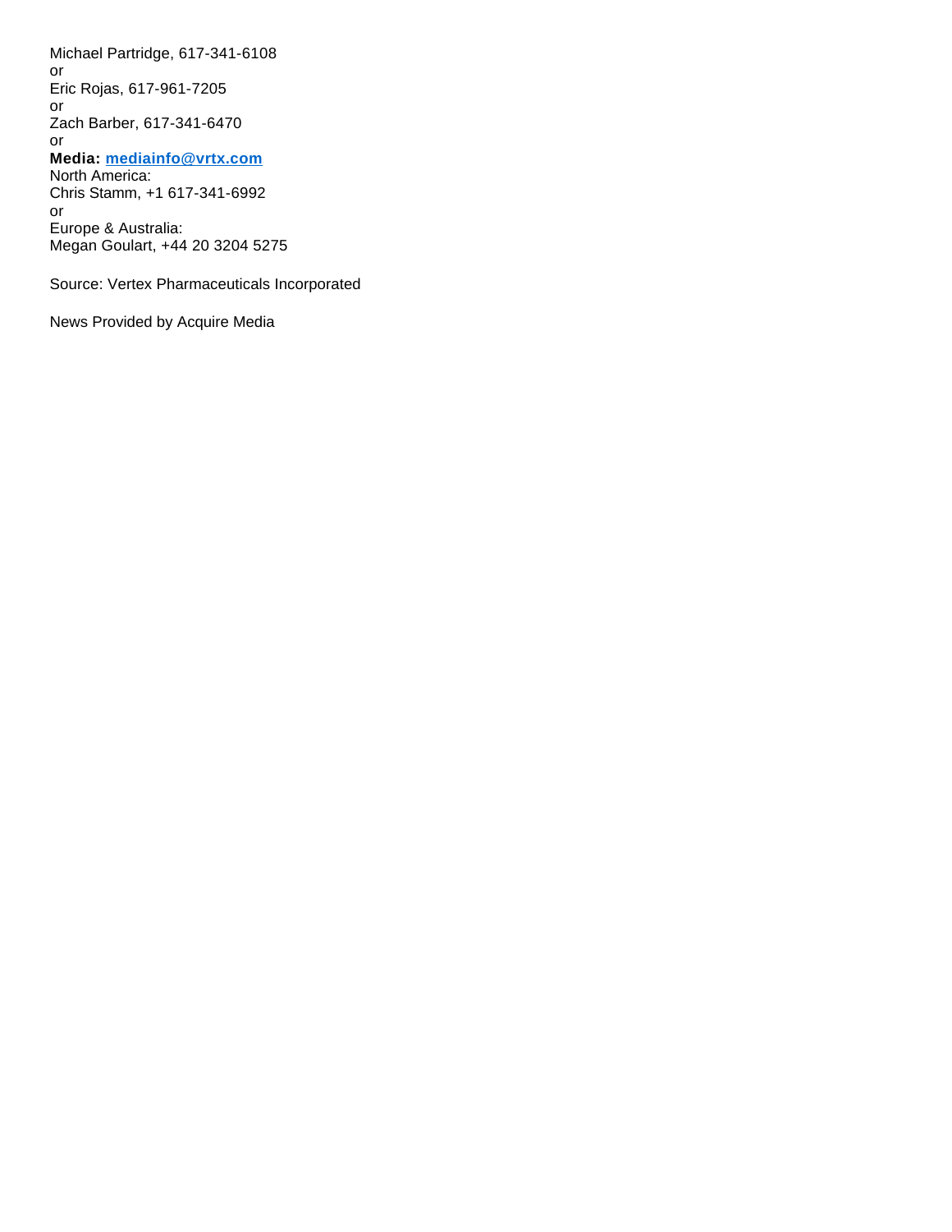Michael Partridge, 617-341-6108
or
Eric Rojas, 617-961-7205
or
Zach Barber, 617-341-6470
or
**Media: mediainfo@vrtx.com**
North America:
Chris Stamm, +1 617-341-6992
or
Europe & Australia:
Megan Goulart, +44 20 3204 5275

Source: Vertex Pharmaceuticals Incorporated

News Provided by Acquire Media